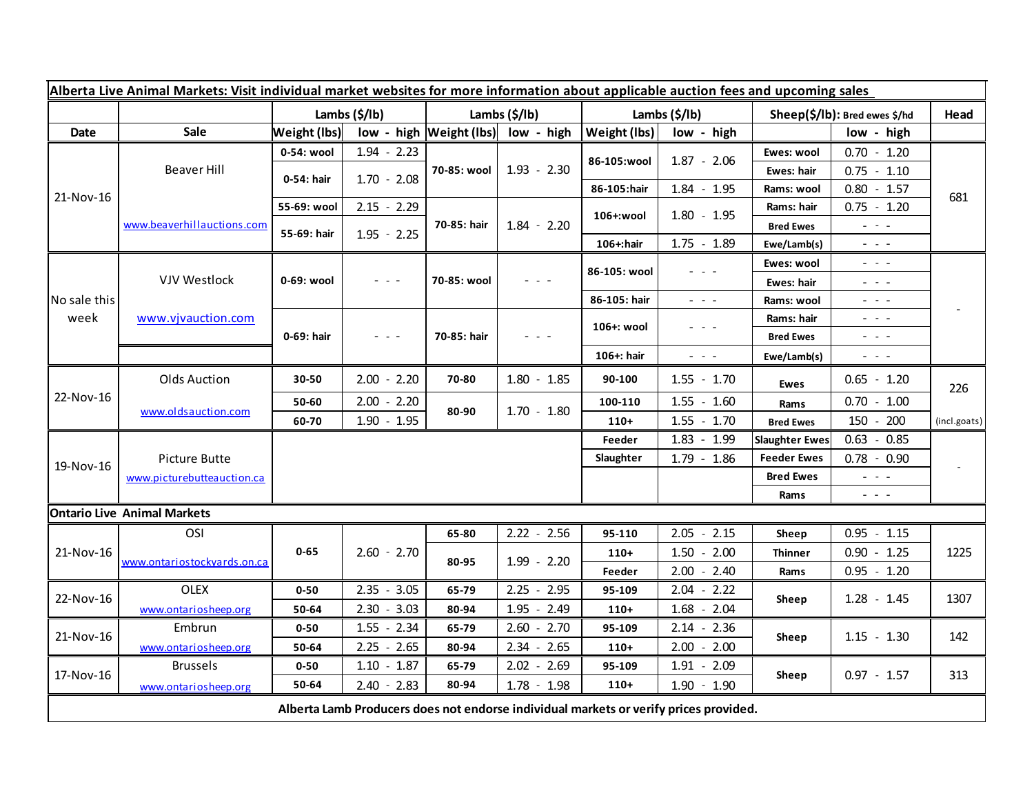**Alberta Live Animal Markets: Visit individual market websites for more information about applicable auction fees and upcoming sales**

| Date | Sale | Lambs ($/lb) | | Lambs ($/lb) | | Lambs ($/lb) | | Sheep($/lb): Bred ewes $/hd | | Head |
|---|---|---|---|---|---|---|---|---|---|---|
| | | Weight (lbs) | low - high | Weight (lbs) | low - high | Weight (lbs) | low - high | | low - high | |
| 21-Nov-16 | Beaver Hill www.beaverhillauctions.com | 0-54: wool | 1.94 - 2.23 | 70-85: wool | 1.93 - 2.30 | 86-105:wool | 1.87 - 2.06 | Ewes: wool | 0.70 - 1.20 | 681 |
| | | 0-54: hair | 1.70 - 2.08 | | | | | Ewes: hair | 0.75 - 1.10 | |
| | | | | | | 86-105:hair | 1.84 - 1.95 | Rams: wool | 0.80 - 1.57 | |
| | | 55-69: wool | 2.15 - 2.29 | 70-85: hair | 1.84 - 2.20 | 106+:wool | 1.80 - 1.95 | Rams: hair | 0.75 - 1.20 | |
| | | 55-69: hair | 1.95 - 2.25 | | | | | Bred Ewes | - - - | |
| | | | | | | 106+:hair | 1.75 - 1.89 | Ewe/Lamb(s) | - - - | |
| No sale this week | VJV Westlock www.vjvauction.com | 0-69: wool | - - - | 70-85: wool | - - - | 86-105: wool | - - - | Ewes: wool | - - - | - |
| | | | | | | | | Ewes: hair | - - - | |
| | | | | | | 86-105: hair | - - - | Rams: wool | - - - | |
| | | 0-69: hair | - - - | 70-85: hair | - - - | 106+: wool | - - - | Rams: hair | - - - | |
| | | | | | | | | Bred Ewes | - - - | |
| | | | | | | 106+: hair | - - - | Ewe/Lamb(s) | - - - | |
| 22-Nov-16 | Olds Auction www.oldsauction.com | 30-50 | 2.00 - 2.20 | 70-80 | 1.80 - 1.85 | 90-100 | 1.55 - 1.70 | Ewes | 0.65 - 1.20 | 226 (incl.goats) |
| | | 50-60 | 2.00 - 2.20 | 80-90 | 1.70 - 1.80 | 100-110 | 1.55 - 1.60 | Rams | 0.70 - 1.00 | |
| | | 60-70 | 1.90 - 1.95 | | | 110+ | 1.55 - 1.70 | Bred Ewes | 150 - 200 | |
| 19-Nov-16 | Picture Butte www.picturebutteauction.ca | | | | | Feeder | 1.83 - 1.99 | Slaughter Ewes | 0.63 - 0.85 | - |
| | | | | | | Slaughter | 1.79 - 1.86 | Feeder Ewes | 0.78 - 0.90 | |
| | | | | | | | | Bred Ewes | - - - | |
| | | | | | | | | Rams | - - - | |
| **Ontario Live Animal Markets** | | | | | | | | | | |
| 21-Nov-16 | OSI www.ontariostockyards.on.ca | 0-65 | 2.60 - 2.70 | 65-80 | 2.22 - 2.56 | 95-110 | 2.05 - 2.15 | Sheep | 0.95 - 1.15 | 1225 |
| | | | | 80-95 | 1.99 - 2.20 | 110+ | 1.50 - 2.00 | Thinner | 0.90 - 1.25 | |
| | | | | | | Feeder | 2.00 - 2.40 | Rams | 0.95 - 1.20 | |
| 22-Nov-16 | OLEX www.ontariosheep.org | 0-50 | 2.35 - 3.05 | 65-79 | 2.25 - 2.95 | 95-109 | 2.04 - 2.22 | Sheep | 1.28 - 1.45 | 1307 |
| | | 50-64 | 2.30 - 3.03 | 80-94 | 1.95 - 2.49 | 110+ | 1.68 - 2.04 | | | |
| 21-Nov-16 | Embrun www.ontariosheep.org | 0-50 | 1.55 - 2.34 | 65-79 | 2.60 - 2.70 | 95-109 | 2.14 - 2.36 | Sheep | 1.15 - 1.30 | 142 |
| | | 50-64 | 2.25 - 2.65 | 80-94 | 2.34 - 2.65 | 110+ | 2.00 - 2.00 | | | |
| 17-Nov-16 | Brussels www.ontariosheep.org | 0-50 | 1.10 - 1.87 | 65-79 | 2.02 - 2.69 | 95-109 | 1.91 - 2.09 | Sheep | 0.97 - 1.57 | 313 |
| | | 50-64 | 2.40 - 2.83 | 80-94 | 1.78 - 1.98 | 110+ | 1.90 - 1.90 | | | |

**Alberta Lamb Producers does not endorse individual markets or verify prices provided.**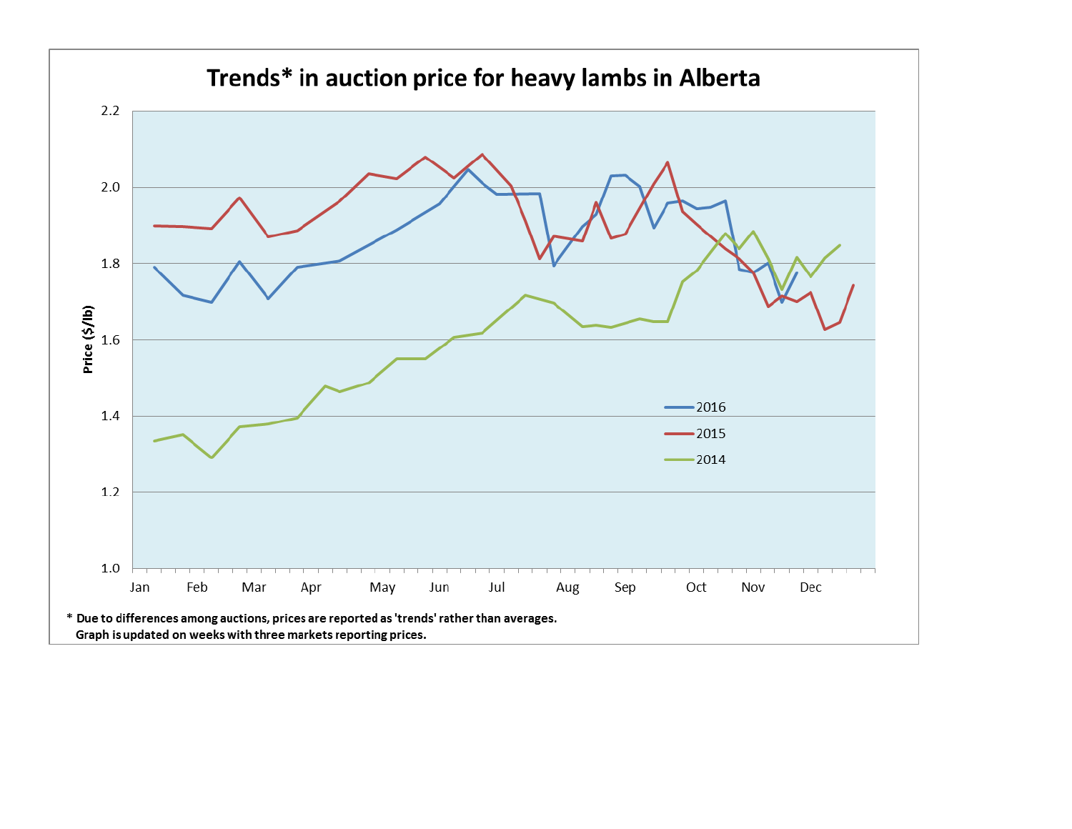# Trends* in auction price for heavy lambs in Alberta

Price ($/lb)

2.2
2.0
1.8
1.6
1.4
1.2
1.0

Jan Feb Mar Apr May Jun Jul Aug Sep Oct Nov Dec

2016
2015
2014

\* Due to differences among auctions, prices are reported as 'trends' rather than averages.
Graph is updated on weeks with three markets reporting prices.